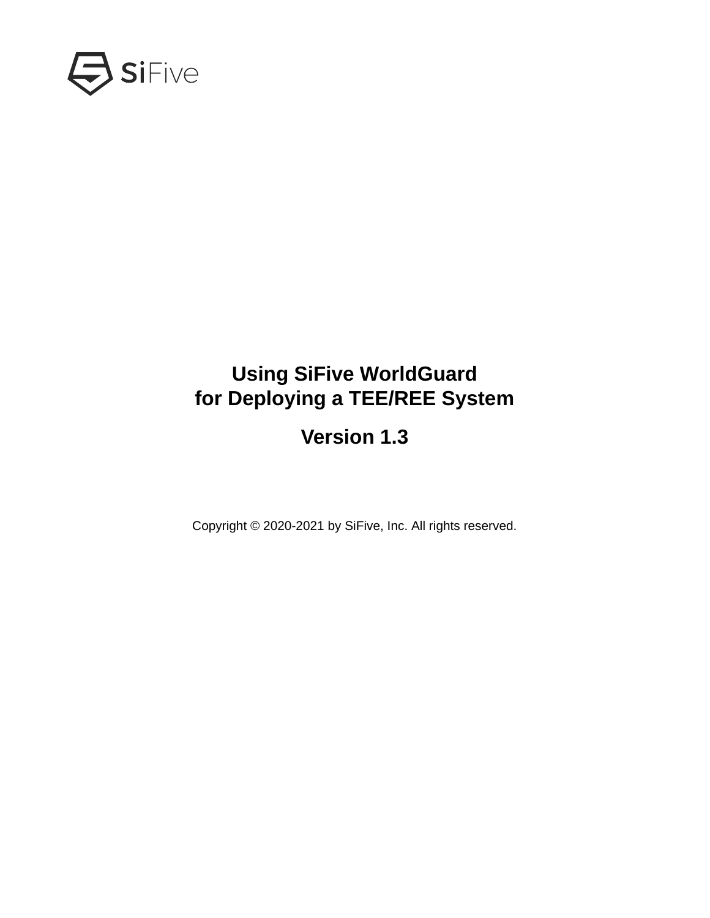SiFive

# Using SiFive WorldGuard for Deploying a TEE/REE System

## Version 1.3

Copyright © 2020-2021 by SiFive, Inc. All rights reserved.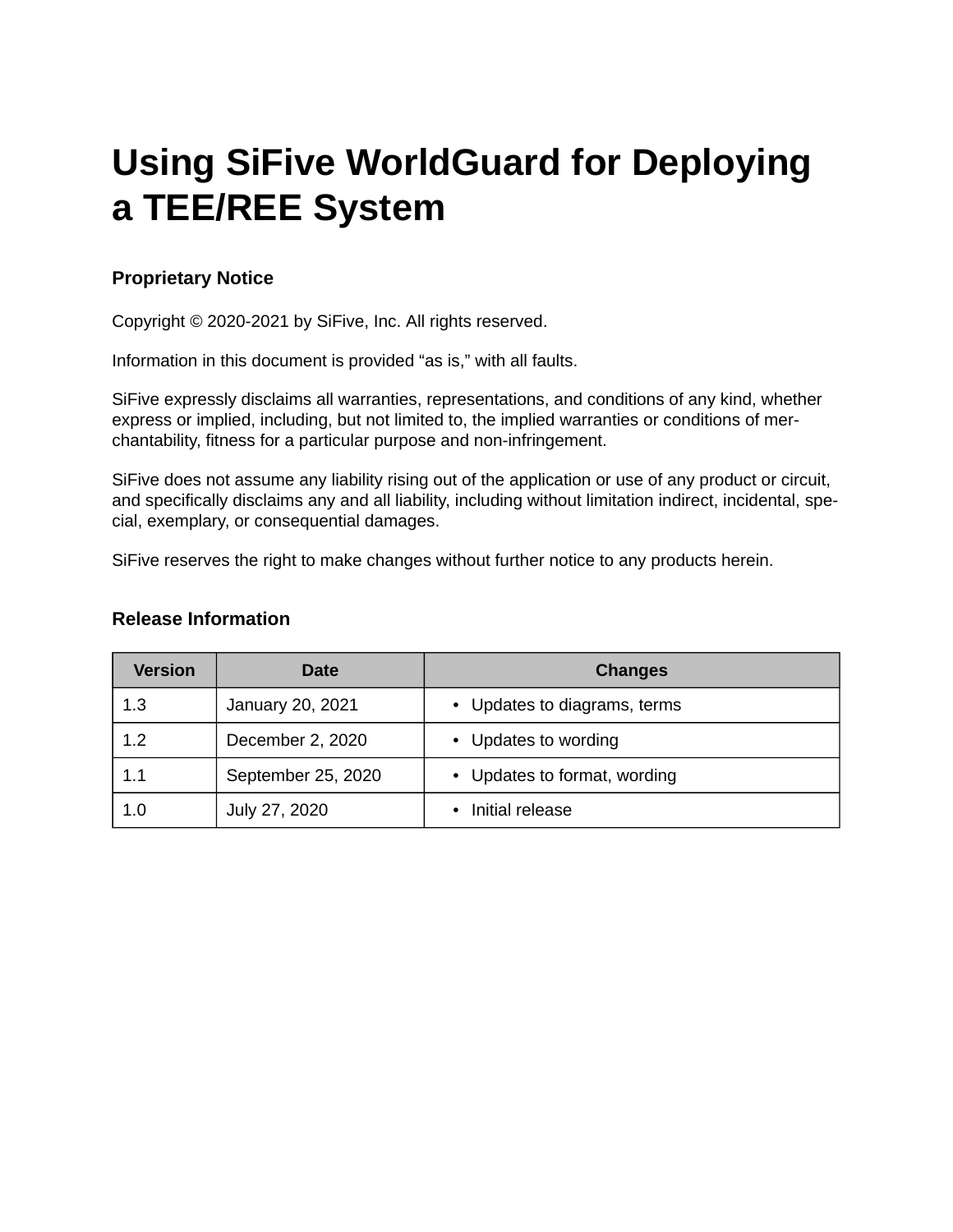# Using SiFive WorldGuard for Deploying a TEE/REE System

### Proprietary Notice

Copyright © 2020-2021 by SiFive, Inc. All rights reserved.

Information in this document is provided "as is," with all faults.

SiFive expressly disclaims all warranties, representations, and conditions of any kind, whether express or implied, including, but not limited to, the implied warranties or conditions of merchantability, fitness for a particular purpose and non-infringement.

SiFive does not assume any liability rising out of the application or use of any product or circuit, and specifically disclaims any and all liability, including without limitation indirect, incidental, special, exemplary, or consequential damages.

SiFive reserves the right to make changes without further notice to any products herein.

### Release Information

| Version | Date | Changes |
| --- | --- | --- |
| 1.3 | January 20, 2021 | • Updates to diagrams, terms |
| 1.2 | December 2, 2020 | • Updates to wording |
| 1.1 | September 25, 2020 | • Updates to format, wording |
| 1.0 | July 27, 2020 | • Initial release |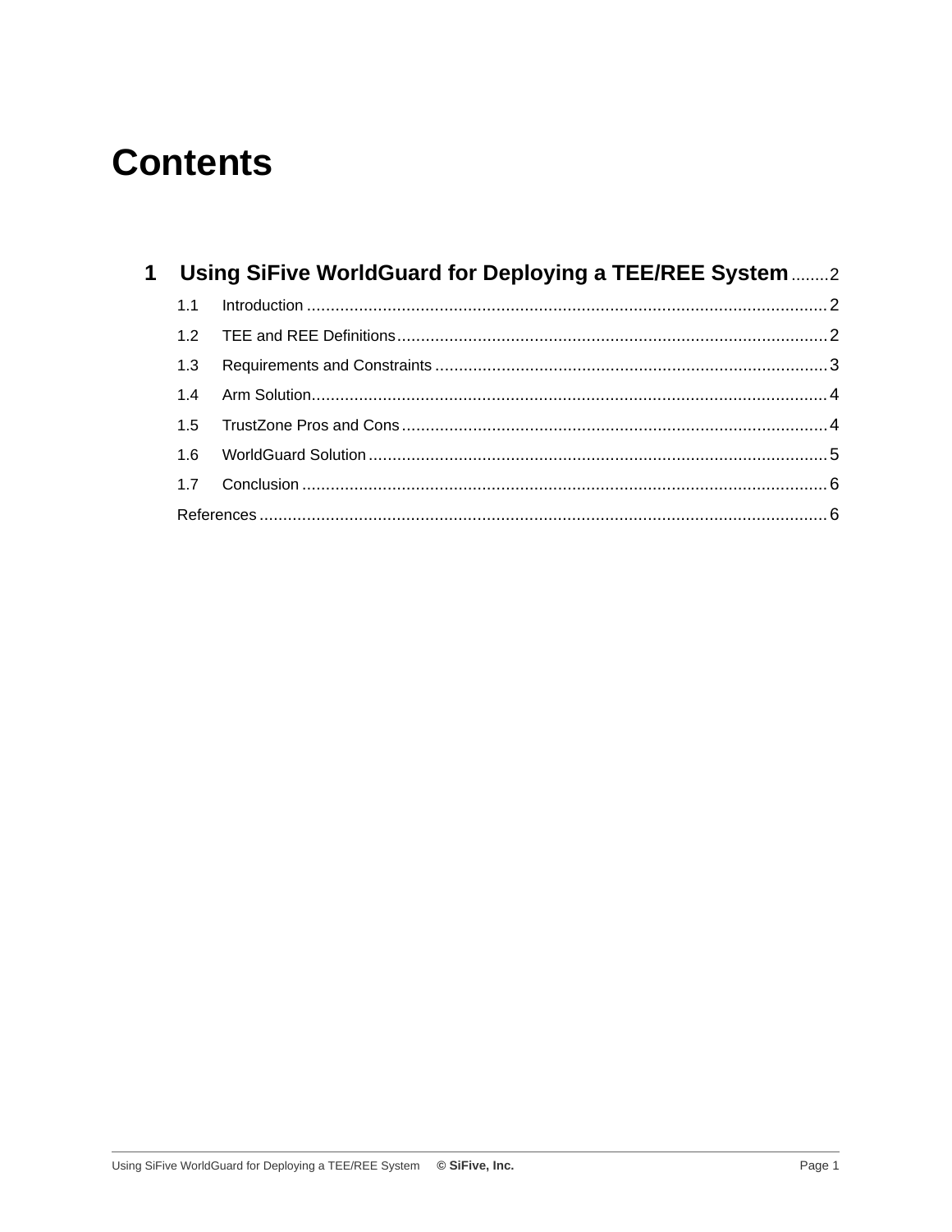# Contents

**1 Using SiFive WorldGuard for Deploying a TEE/REE System** ........ 2

- 1.1 Introduction ........ 2
- 1.2 TEE and REE Definitions ........ 2
- 1.3 Requirements and Constraints ........ 3
- 1.4 Arm Solution ........ 4
- 1.5 TrustZone Pros and Cons ........ 4
- 1.6 WorldGuard Solution ........ 5
- 1.7 Conclusion ........ 6

References ........ 6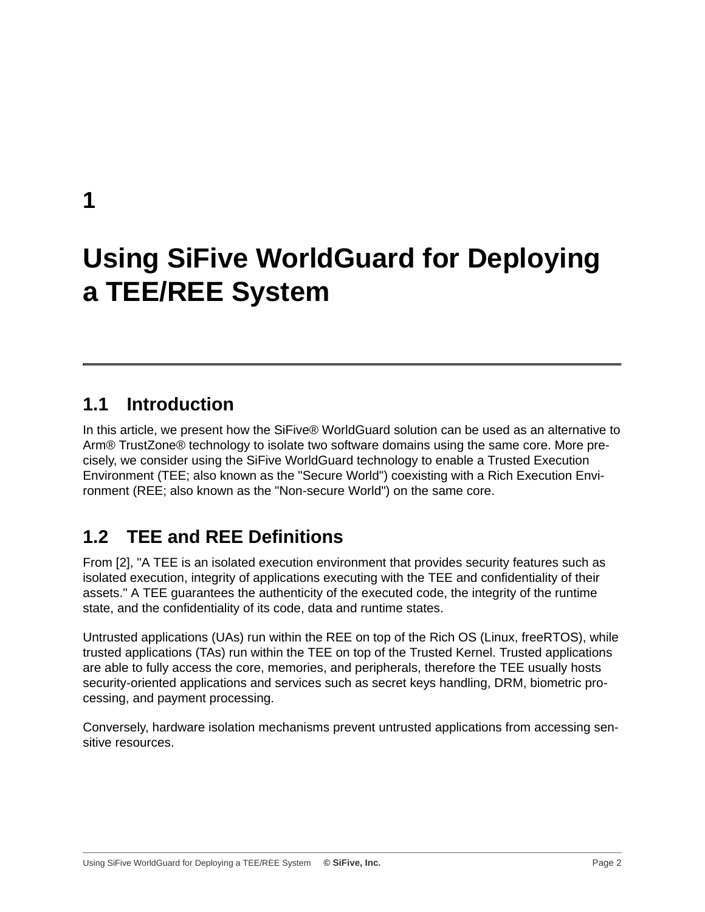# 1

# Using SiFive WorldGuard for Deploying a TEE/REE System

## 1.1 Introduction

In this article, we present how the SiFive® WorldGuard solution can be used as an alternative to Arm® TrustZone® technology to isolate two software domains using the same core. More precisely, we consider using the SiFive WorldGuard technology to enable a Trusted Execution Environment (TEE; also known as the "Secure World") coexisting with a Rich Execution Environment (REE; also known as the "Non-secure World") on the same core.

## 1.2 TEE and REE Definitions

From [2], "A TEE is an isolated execution environment that provides security features such as isolated execution, integrity of applications executing with the TEE and confidentiality of their assets." A TEE guarantees the authenticity of the executed code, the integrity of the runtime state, and the confidentiality of its code, data and runtime states.

Untrusted applications (UAs) run within the REE on top of the Rich OS (Linux, freeRTOS), while trusted applications (TAs) run within the TEE on top of the Trusted Kernel. Trusted applications are able to fully access the core, memories, and peripherals, therefore the TEE usually hosts security-oriented applications and services such as secret keys handling, DRM, biometric processing, and payment processing.

Conversely, hardware isolation mechanisms prevent untrusted applications from accessing sensitive resources.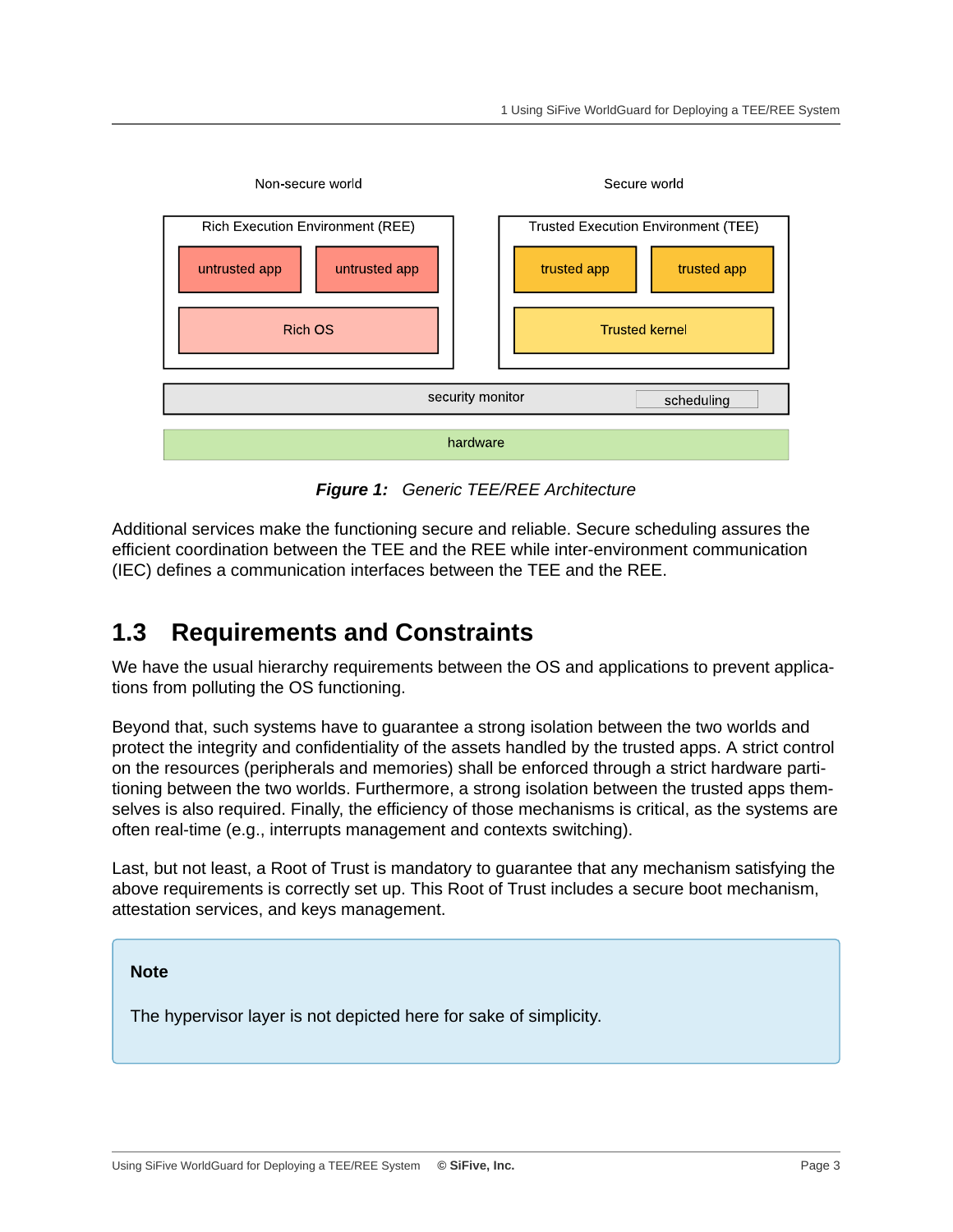Non-secure world

Secure world

Rich Execution Environment (REE)

untrusted app | untrusted app

Rich OS

Trusted Execution Environment (TEE)

trusted app | trusted app

Trusted kernel

security monitor | scheduling

hardware

***Figure 1:*** *Generic TEE/REE Architecture*

Additional services make the functioning secure and reliable. Secure scheduling assures the efficient coordination between the TEE and the REE while inter-environment communication (IEC) defines a communication interfaces between the TEE and the REE.

## 1.3 Requirements and Constraints

We have the usual hierarchy requirements between the OS and applications to prevent applications from polluting the OS functioning.

Beyond that, such systems have to guarantee a strong isolation between the two worlds and protect the integrity and confidentiality of the assets handled by the trusted apps. A strict control on the resources (peripherals and memories) shall be enforced through a strict hardware partitioning between the two worlds. Furthermore, a strong isolation between the trusted apps themselves is also required. Finally, the efficiency of those mechanisms is critical, as the systems are often real-time (e.g., interrupts management and contexts switching).

Last, but not least, a Root of Trust is mandatory to guarantee that any mechanism satisfying the above requirements is correctly set up. This Root of Trust includes a secure boot mechanism, attestation services, and keys management.

> **Note**
>
> The hypervisor layer is not depicted here for sake of simplicity.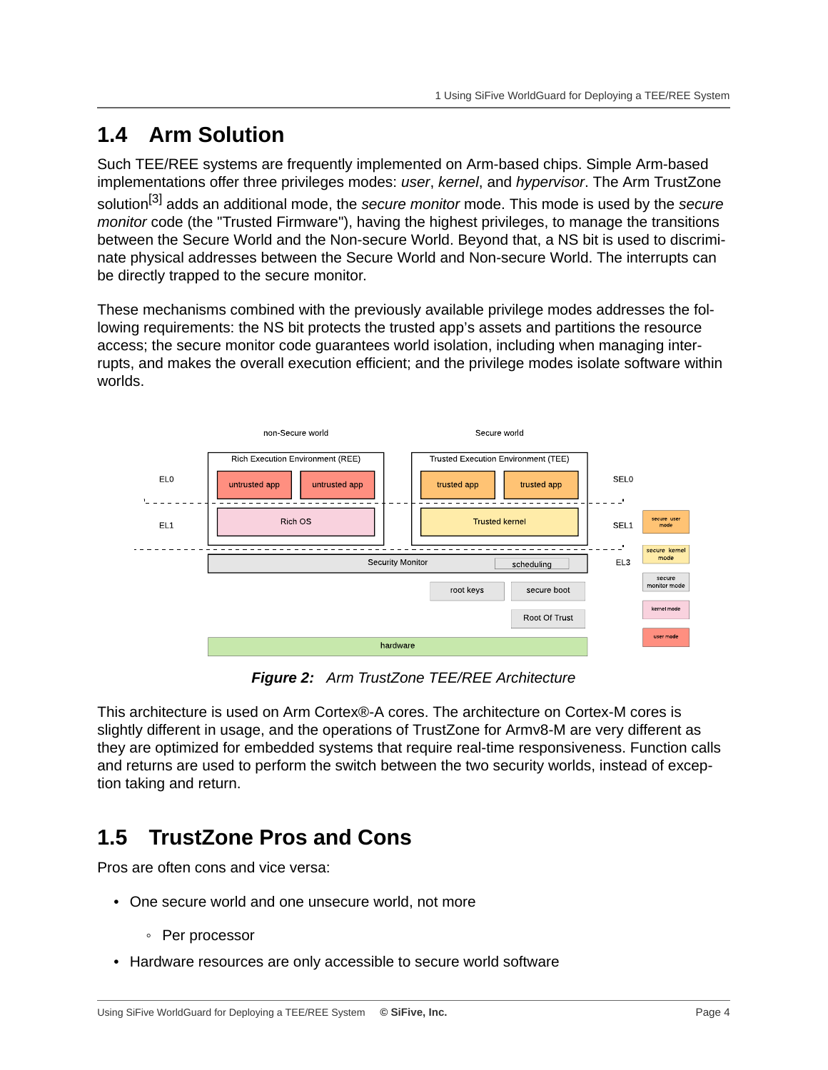## 1.4 Arm Solution

Such TEE/REE systems are frequently implemented on Arm-based chips. Simple Arm-based implementations offer three privileges modes: *user*, *kernel*, and *hypervisor*. The Arm TrustZone solution[3] adds an additional mode, the *secure monitor* mode. This mode is used by the *secure monitor* code (the "Trusted Firmware"), having the highest privileges, to manage the transitions between the Secure World and the Non-secure World. Beyond that, a NS bit is used to discriminate physical addresses between the Secure World and Non-secure World. The interrupts can be directly trapped to the secure monitor.

These mechanisms combined with the previously available privilege modes addresses the following requirements: the NS bit protects the trusted app's assets and partitions the resource access; the secure monitor code guarantees world isolation, including when managing interrupts, and makes the overall execution efficient; and the privilege modes isolate software within worlds.

non-Secure world

Secure world

Rich Execution Environment (REE)

Trusted Execution Environment (TEE)

EL0

untrusted app

untrusted app

trusted app

trusted app

SEL0

EL1

Rich OS

Trusted kernel

SEL1

secure user mode

secure kernel mode

Security Monitor

scheduling

EL3

secure monitor mode

root keys

secure boot

Root Of Trust

kernel mode

user mode

hardware

***Figure 2:*** *Arm TrustZone TEE/REE Architecture*

This architecture is used on Arm Cortex®-A cores. The architecture on Cortex-M cores is slightly different in usage, and the operations of TrustZone for Armv8-M are very different as they are optimized for embedded systems that require real-time responsiveness. Function calls and returns are used to perform the switch between the two security worlds, instead of exception taking and return.

## 1.5 TrustZone Pros and Cons

Pros are often cons and vice versa:

- One secure world and one unsecure world, not more
    - Per processor
- Hardware resources are only accessible to secure world software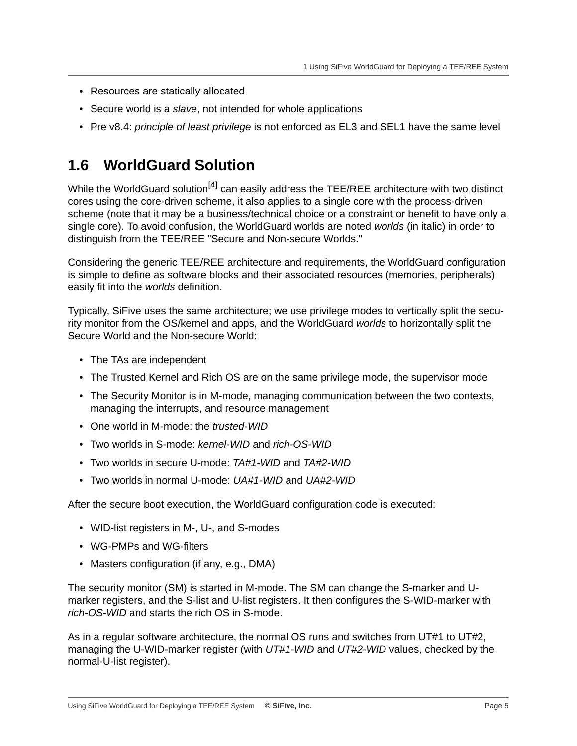- Resources are statically allocated
- Secure world is a *slave*, not intended for whole applications
- Pre v8.4: *principle of least privilege* is not enforced as EL3 and SEL1 have the same level

## 1.6 WorldGuard Solution

While the WorldGuard solution[4] can easily address the TEE/REE architecture with two distinct cores using the core-driven scheme, it also applies to a single core with the process-driven scheme (note that it may be a business/technical choice or a constraint or benefit to have only a single core). To avoid confusion, the WorldGuard worlds are noted *worlds* (in italic) in order to distinguish from the TEE/REE "Secure and Non-secure Worlds."

Considering the generic TEE/REE architecture and requirements, the WorldGuard configuration is simple to define as software blocks and their associated resources (memories, peripherals) easily fit into the *worlds* definition.

Typically, SiFive uses the same architecture; we use privilege modes to vertically split the security monitor from the OS/kernel and apps, and the WorldGuard *worlds* to horizontally split the Secure World and the Non-secure World:

- The TAs are independent
- The Trusted Kernel and Rich OS are on the same privilege mode, the supervisor mode
- The Security Monitor is in M-mode, managing communication between the two contexts, managing the interrupts, and resource management
- One world in M-mode: the *trusted-WID*
- Two worlds in S-mode: *kernel-WID* and *rich-OS-WID*
- Two worlds in secure U-mode: *TA#1-WID* and *TA#2-WID*
- Two worlds in normal U-mode: *UA#1-WID* and *UA#2-WID*

After the secure boot execution, the WorldGuard configuration code is executed:

- WID-list registers in M-, U-, and S-modes
- WG-PMPs and WG-filters
- Masters configuration (if any, e.g., DMA)

The security monitor (SM) is started in M-mode. The SM can change the S-marker and U-marker registers, and the S-list and U-list registers. It then configures the S-WID-marker with *rich-OS-WID* and starts the rich OS in S-mode.

As in a regular software architecture, the normal OS runs and switches from UT#1 to UT#2, managing the U-WID-marker register (with *UT#1-WID* and *UT#2-WID* values, checked by the normal-U-list register).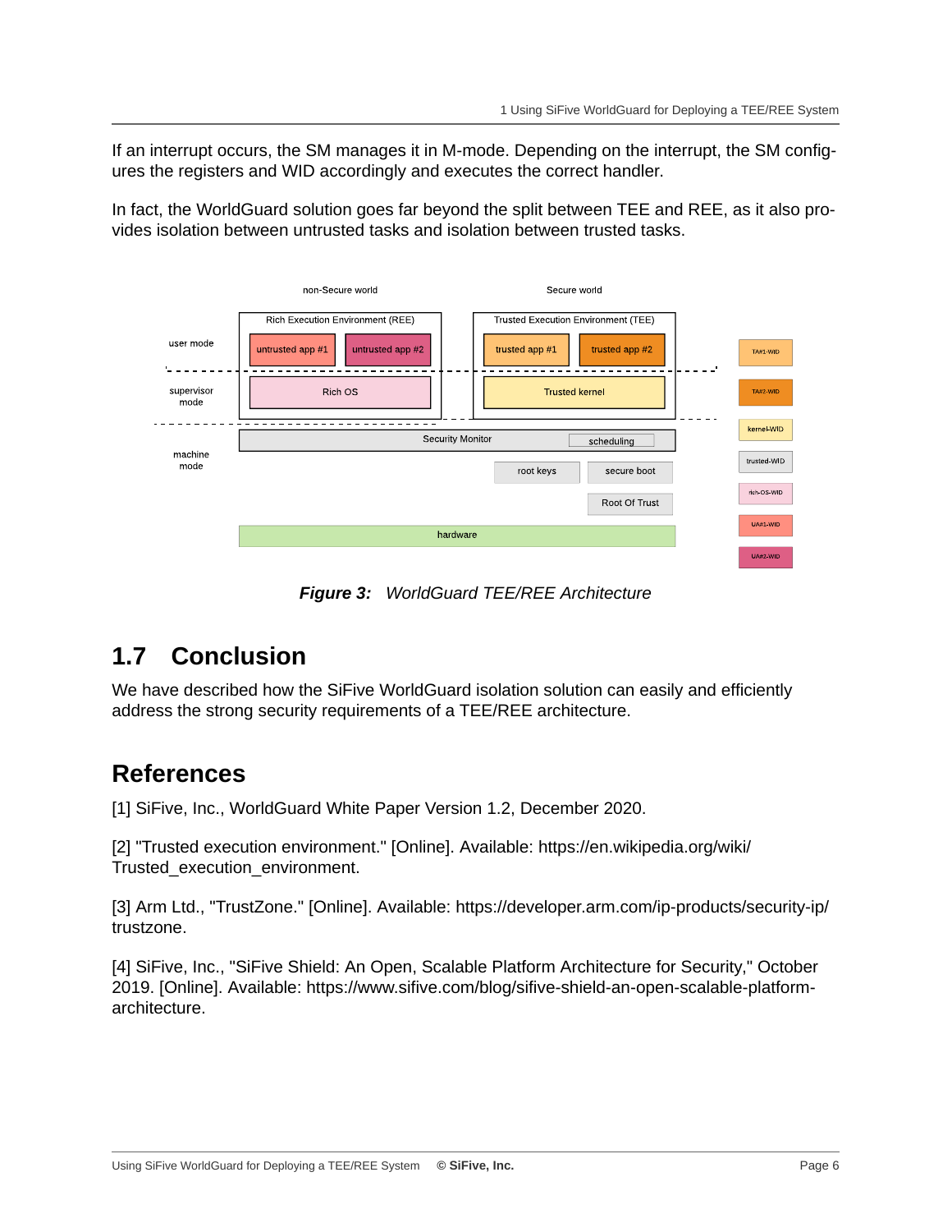If an interrupt occurs, the SM manages it in M-mode. Depending on the interrupt, the SM configures the registers and WID accordingly and executes the correct handler.

In fact, the WorldGuard solution goes far beyond the split between TEE and REE, as it also provides isolation between untrusted tasks and isolation between trusted tasks.

non-Secure world

Secure world

user mode

supervisor mode

machine mode

Rich Execution Environment (REE)

untrusted app #1

untrusted app #2

Rich OS

Trusted Execution Environment (TEE)

trusted app #1

trusted app #2

Trusted kernel

Security Monitor

scheduling

root keys

secure boot

Root Of Trust

hardware

TA#1-WID

TA#2-WID

kernel-WID

trusted-WID

rich-OS-WID

UA#1-WID

UA#2-WID

***Figure 3:*** *WorldGuard TEE/REE Architecture*

## 1.7 Conclusion

We have described how the SiFive WorldGuard isolation solution can easily and efficiently address the strong security requirements of a TEE/REE architecture.

## References

[1] SiFive, Inc., WorldGuard White Paper Version 1.2, December 2020.

[2] "Trusted execution environment." [Online]. Available: https://en.wikipedia.org/wiki/Trusted_execution_environment.

[3] Arm Ltd., "TrustZone." [Online]. Available: https://developer.arm.com/ip-products/security-ip/trustzone.

[4] SiFive, Inc., "SiFive Shield: An Open, Scalable Platform Architecture for Security," October 2019. [Online]. Available: https://www.sifive.com/blog/sifive-shield-an-open-scalable-platform-architecture.